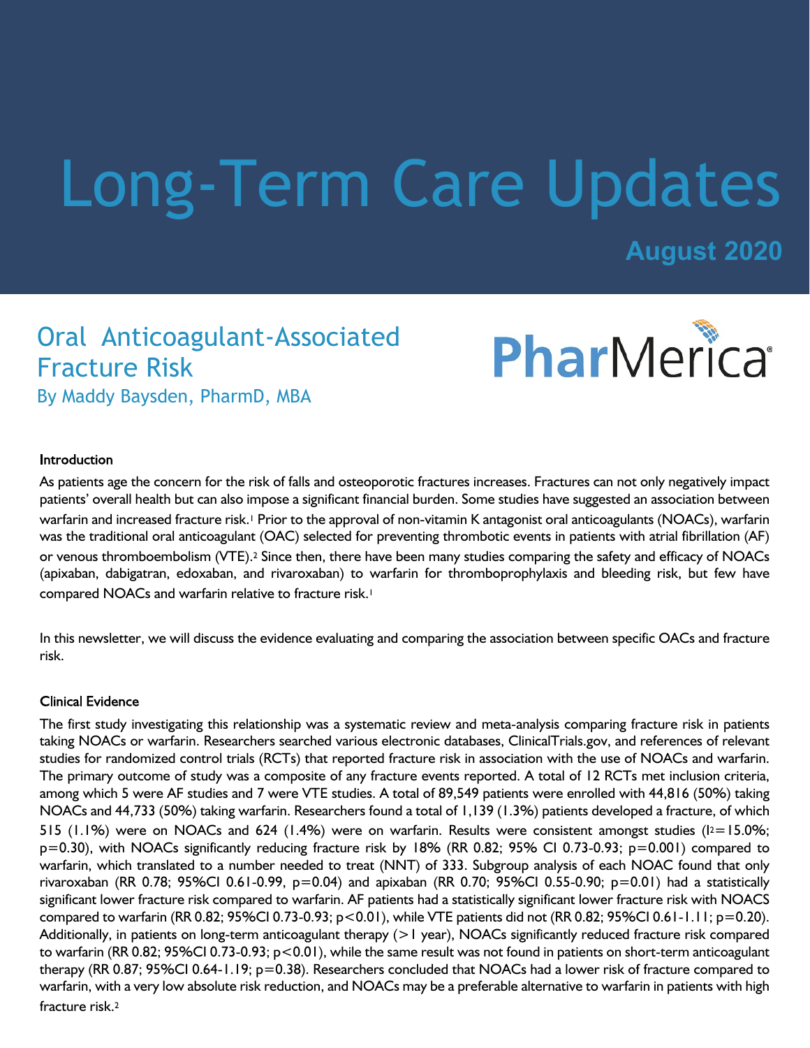# Long-Term Care Updates

**August 2020**

## Oral Anticoagulant-Associated Fracture Risk

By Maddy Baysden, PharmD, MBA

PharMerica

### Introduction

As patients age the concern for the risk of falls and osteoporotic fractures increases. Fractures can not only negatively impact patients' overall health but can also impose a significant financial burden. Some studies have suggested an association between warfarin and increased fracture risk.[1] Prior to the approval of non-vitamin K antagonist oral anticoagulants (NOACs), warfarin was the traditional oral anticoagulant (OAC) selected for preventing thrombotic events in patients with atrial fibrillation (AF) or venous thromboembolism (VTE).[2] Since then, there have been many studies comparing the safety and efficacy of NOACs (apixaban, dabigatran, edoxaban, and rivaroxaban) to warfarin for thromboprophylaxis and bleeding risk, but few have compared NOACs and warfarin relative to fracture risk.[1]

In this newsletter, we will discuss the evidence evaluating and comparing the association between specific OACs and fracture risk.

### Clinical Evidence

The first study investigating this relationship was a systematic review and meta-analysis comparing fracture risk in patients taking NOACs or warfarin. Researchers searched various electronic databases, ClinicalTrials.gov, and references of relevant studies for randomized control trials (RCTs) that reported fracture risk in association with the use of NOACs and warfarin. The primary outcome of study was a composite of any fracture events reported. A total of 12 RCTs met inclusion criteria, among which 5 were AF studies and 7 were VTE studies. A total of 89,549 patients were enrolled with 44,816 (50%) taking NOACs and 44,733 (50%) taking warfarin. Researchers found a total of 1,139 (1.3%) patients developed a fracture, of which 515 (1.1%) were on NOACs and 624 (1.4%) were on warfarin. Results were consistent amongst studies ($I^2$=15.0%; p=0.30), with NOACs significantly reducing fracture risk by 18% (RR 0.82; 95% CI 0.73-0.93; p=0.001) compared to warfarin, which translated to a number needed to treat (NNT) of 333. Subgroup analysis of each NOAC found that only rivaroxaban (RR 0.78; 95%CI 0.61-0.99, p=0.04) and apixaban (RR 0.70; 95%CI 0.55-0.90; p=0.01) had a statistically significant lower fracture risk compared to warfarin. AF patients had a statistically significant lower fracture risk with NOACS compared to warfarin (RR 0.82; 95%CI 0.73-0.93; p<0.01), while VTE patients did not (RR 0.82; 95%CI 0.61-1.11; p=0.20). Additionally, in patients on long-term anticoagulant therapy (>1 year), NOACs significantly reduced fracture risk compared to warfarin (RR 0.82; 95%CI 0.73-0.93; p<0.01), while the same result was not found in patients on short-term anticoagulant therapy (RR 0.87; 95%CI 0.64-1.19; p=0.38). Researchers concluded that NOACs had a lower risk of fracture compared to warfarin, with a very low absolute risk reduction, and NOACs may be a preferable alternative to warfarin in patients with high fracture risk.[2]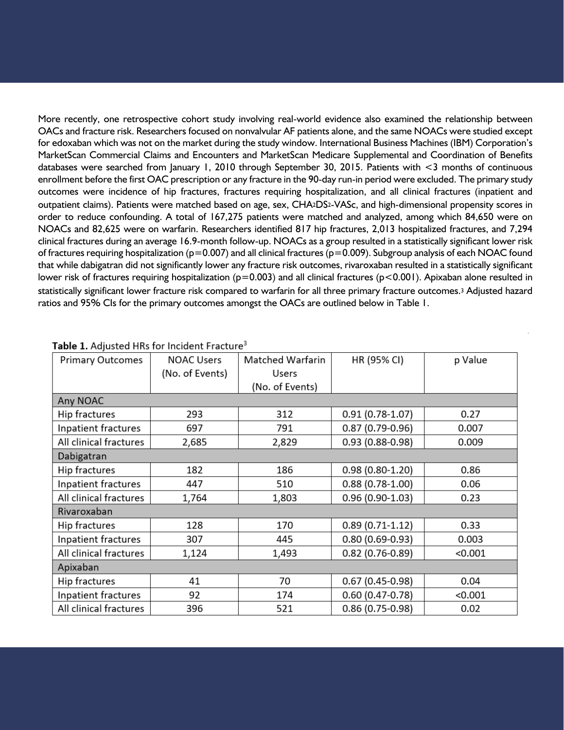More recently, one retrospective cohort study involving real-world evidence also examined the relationship between OACs and fracture risk. Researchers focused on nonvalvular AF patients alone, and the same NOACs were studied except for edoxaban which was not on the market during the study window. International Business Machines (IBM) Corporation's MarketScan Commercial Claims and Encounters and MarketScan Medicare Supplemental and Coordination of Benefits databases were searched from January 1, 2010 through September 30, 2015. Patients with <3 months of continuous enrollment before the first OAC prescription or any fracture in the 90-day run-in period were excluded. The primary study outcomes were incidence of hip fractures, fractures requiring hospitalization, and all clinical fractures (inpatient and outpatient claims). Patients were matched based on age, sex, $CHA_2DS_2$-VASc, and high-dimensional propensity scores in order to reduce confounding. A total of 167,275 patients were matched and analyzed, among which 84,650 were on NOACs and 82,625 were on warfarin. Researchers identified 817 hip fractures, 2,013 hospitalized fractures, and 7,294 clinical fractures during an average 16.9-month follow-up. NOACs as a group resulted in a statistically significant lower risk of fractures requiring hospitalization (p=0.007) and all clinical fractures (p=0.009). Subgroup analysis of each NOAC found that while dabigatran did not significantly lower any fracture risk outcomes, rivaroxaban resulted in a statistically significant lower risk of fractures requiring hospitalization (p=0.003) and all clinical fractures (p<0.001). Apixaban alone resulted in statistically significant lower fracture risk compared to warfarin for all three primary fracture outcomes.[3] Adjusted hazard ratios and 95% CIs for the primary outcomes amongst the OACs are outlined below in Table 1.

**Table 1.** Adjusted HRs for Incident Fracture[3]

| Primary Outcomes | NOAC Users (No. of Events) | Matched Warfarin Users (No. of Events) | HR (95% CI) | p Value |
|---|---|---|---|---|
| **Any NOAC** | | | | |
| Hip fractures | 293 | 312 | 0.91 (0.78-1.07) | 0.27 |
| Inpatient fractures | 697 | 791 | 0.87 (0.79-0.96) | 0.007 |
| All clinical fractures | 2,685 | 2,829 | 0.93 (0.88-0.98) | 0.009 |
| **Dabigatran** | | | | |
| Hip fractures | 182 | 186 | 0.98 (0.80-1.20) | 0.86 |
| Inpatient fractures | 447 | 510 | 0.88 (0.78-1.00) | 0.06 |
| All clinical fractures | 1,764 | 1,803 | 0.96 (0.90-1.03) | 0.23 |
| **Rivaroxaban** | | | | |
| Hip fractures | 128 | 170 | 0.89 (0.71-1.12) | 0.33 |
| Inpatient fractures | 307 | 445 | 0.80 (0.69-0.93) | 0.003 |
| All clinical fractures | 1,124 | 1,493 | 0.82 (0.76-0.89) | <0.001 |
| **Apixaban** | | | | |
| Hip fractures | 41 | 70 | 0.67 (0.45-0.98) | 0.04 |
| Inpatient fractures | 92 | 174 | 0.60 (0.47-0.78) | <0.001 |
| All clinical fractures | 396 | 521 | 0.86 (0.75-0.98) | 0.02 |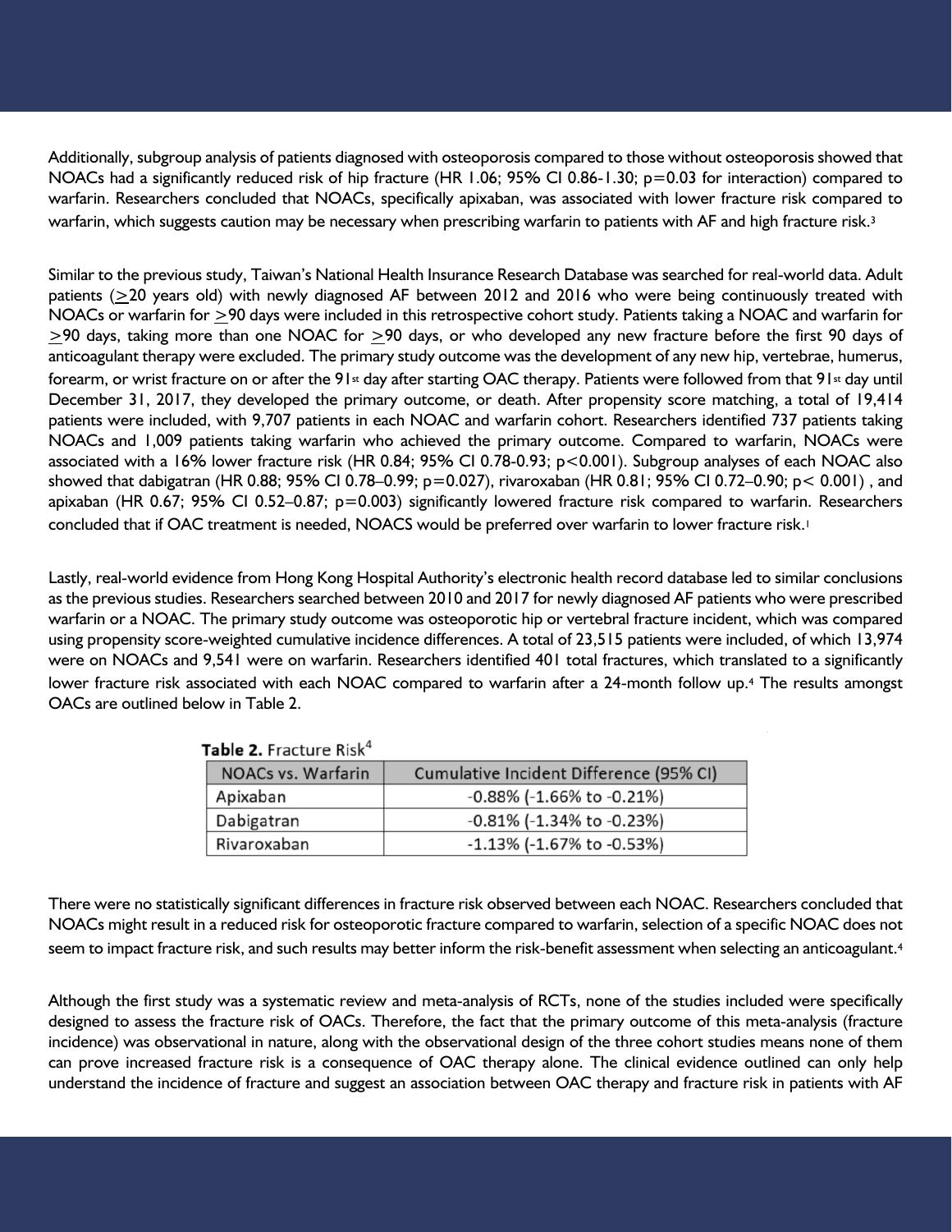Additionally, subgroup analysis of patients diagnosed with osteoporosis compared to those without osteoporosis showed that NOACs had a significantly reduced risk of hip fracture (HR 1.06; 95% CI 0.86-1.30; p=0.03 for interaction) compared to warfarin. Researchers concluded that NOACs, specifically apixaban, was associated with lower fracture risk compared to warfarin, which suggests caution may be necessary when prescribing warfarin to patients with AF and high fracture risk.[3]

Similar to the previous study, Taiwan's National Health Insurance Research Database was searched for real-world data. Adult patients (≥20 years old) with newly diagnosed AF between 2012 and 2016 who were being continuously treated with NOACs or warfarin for ≥90 days were included in this retrospective cohort study. Patients taking a NOAC and warfarin for ≥90 days, taking more than one NOAC for ≥90 days, or who developed any new fracture before the first 90 days of anticoagulant therapy were excluded. The primary study outcome was the development of any new hip, vertebrae, humerus, forearm, or wrist fracture on or after the 91st day after starting OAC therapy. Patients were followed from that 91st day until December 31, 2017, they developed the primary outcome, or death. After propensity score matching, a total of 19,414 patients were included, with 9,707 patients in each NOAC and warfarin cohort. Researchers identified 737 patients taking NOACs and 1,009 patients taking warfarin who achieved the primary outcome. Compared to warfarin, NOACs were associated with a 16% lower fracture risk (HR 0.84; 95% CI 0.78-0.93; p<0.001). Subgroup analyses of each NOAC also showed that dabigatran (HR 0.88; 95% CI 0.78–0.99; p=0.027), rivaroxaban (HR 0.81; 95% CI 0.72–0.90; p< 0.001) , and apixaban (HR 0.67; 95% CI 0.52–0.87; p=0.003) significantly lowered fracture risk compared to warfarin. Researchers concluded that if OAC treatment is needed, NOACS would be preferred over warfarin to lower fracture risk.[1]

Lastly, real-world evidence from Hong Kong Hospital Authority's electronic health record database led to similar conclusions as the previous studies. Researchers searched between 2010 and 2017 for newly diagnosed AF patients who were prescribed warfarin or a NOAC. The primary study outcome was osteoporotic hip or vertebral fracture incident, which was compared using propensity score-weighted cumulative incidence differences. A total of 23,515 patients were included, of which 13,974 were on NOACs and 9,541 were on warfarin. Researchers identified 401 total fractures, which translated to a significantly lower fracture risk associated with each NOAC compared to warfarin after a 24-month follow up.[4] The results amongst OACs are outlined below in Table 2.

**Table 2.** Fracture Risk[4]

| NOACs vs. Warfarin | Cumulative Incident Difference (95% CI) |
|---|---|
| Apixaban | -0.88% (-1.66% to -0.21%) |
| Dabigatran | -0.81% (-1.34% to -0.23%) |
| Rivaroxaban | -1.13% (-1.67% to -0.53%) |

There were no statistically significant differences in fracture risk observed between each NOAC. Researchers concluded that NOACs might result in a reduced risk for osteoporotic fracture compared to warfarin, selection of a specific NOAC does not seem to impact fracture risk, and such results may better inform the risk-benefit assessment when selecting an anticoagulant.[4]

Although the first study was a systematic review and meta-analysis of RCTs, none of the studies included were specifically designed to assess the fracture risk of OACs. Therefore, the fact that the primary outcome of this meta-analysis (fracture incidence) was observational in nature, along with the observational design of the three cohort studies means none of them can prove increased fracture risk is a consequence of OAC therapy alone. The clinical evidence outlined can only help understand the incidence of fracture and suggest an association between OAC therapy and fracture risk in patients with AF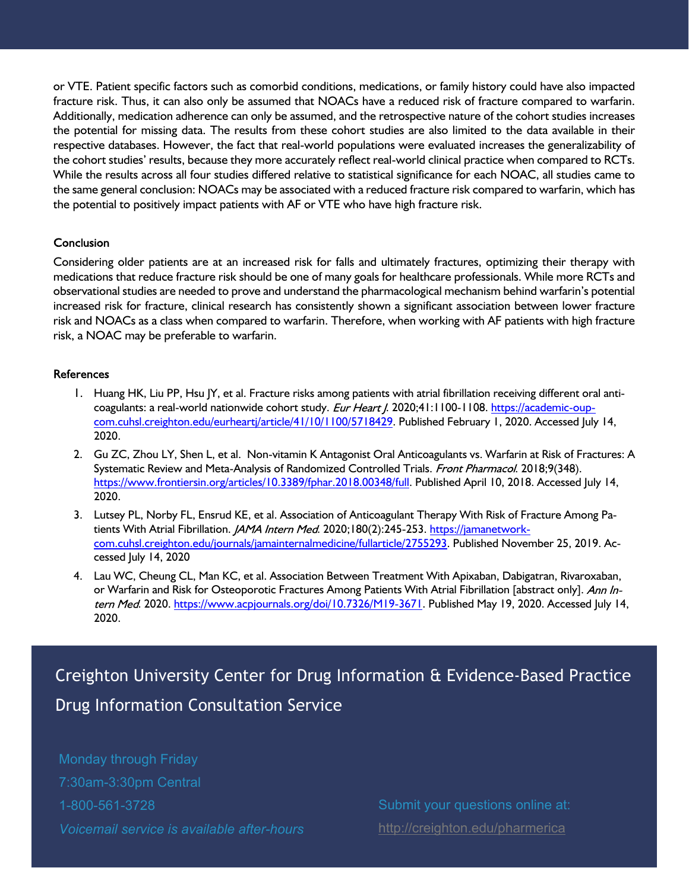or VTE. Patient specific factors such as comorbid conditions, medications, or family history could have also impacted fracture risk. Thus, it can also only be assumed that NOACs have a reduced risk of fracture compared to warfarin. Additionally, medication adherence can only be assumed, and the retrospective nature of the cohort studies increases the potential for missing data. The results from these cohort studies are also limited to the data available in their respective databases. However, the fact that real-world populations were evaluated increases the generalizability of the cohort studies' results, because they more accurately reflect real-world clinical practice when compared to RCTs. While the results across all four studies differed relative to statistical significance for each NOAC, all studies came to the same general conclusion: NOACs may be associated with a reduced fracture risk compared to warfarin, which has the potential to positively impact patients with AF or VTE who have high fracture risk.

## Conclusion

Considering older patients are at an increased risk for falls and ultimately fractures, optimizing their therapy with medications that reduce fracture risk should be one of many goals for healthcare professionals. While more RCTs and observational studies are needed to prove and understand the pharmacological mechanism behind warfarin's potential increased risk for fracture, clinical research has consistently shown a significant association between lower fracture risk and NOACs as a class when compared to warfarin. Therefore, when working with AF patients with high fracture risk, a NOAC may be preferable to warfarin.

## References

1. Huang HK, Liu PP, Hsu JY, et al. Fracture risks among patients with atrial fibrillation receiving different oral anti-coagulants: a real-world nationwide cohort study. *Eur Heart J*. 2020;41:1100-1108. https://academic-oup-com.cuhsl.creighton.edu/eurheartj/article/41/10/1100/5718429. Published February 1, 2020. Accessed July 14, 2020.
2. Gu ZC, Zhou LY, Shen L, et al. Non-vitamin K Antagonist Oral Anticoagulants vs. Warfarin at Risk of Fractures: A Systematic Review and Meta-Analysis of Randomized Controlled Trials. *Front Pharmacol*. 2018;9(348). https://www.frontiersin.org/articles/10.3389/fphar.2018.00348/full. Published April 10, 2018. Accessed July 14, 2020.
3. Lutsey PL, Norby FL, Ensrud KE, et al. Association of Anticoagulant Therapy With Risk of Fracture Among Patients With Atrial Fibrillation. *JAMA Intern Med*. 2020;180(2):245-253. https://jamanetwork-com.cuhsl.creighton.edu/journals/jamainternalmedicine/fullarticle/2755293. Published November 25, 2019. Accessed July 14, 2020
4. Lau WC, Cheung CL, Man KC, et al. Association Between Treatment With Apixaban, Dabigatran, Rivaroxaban, or Warfarin and Risk for Osteoporotic Fractures Among Patients With Atrial Fibrillation [abstract only]. *Ann Intern Med*. 2020. https://www.acpjournals.org/doi/10.7326/M19-3671. Published May 19, 2020. Accessed July 14, 2020.

Creighton University Center for Drug Information & Evidence-Based Practice

Drug Information Consultation Service

Monday through Friday

7:30am-3:30pm Central

1-800-561-3728

*Voicemail service is available after-hours*

Submit your questions online at:

http://creighton.edu/pharmerica